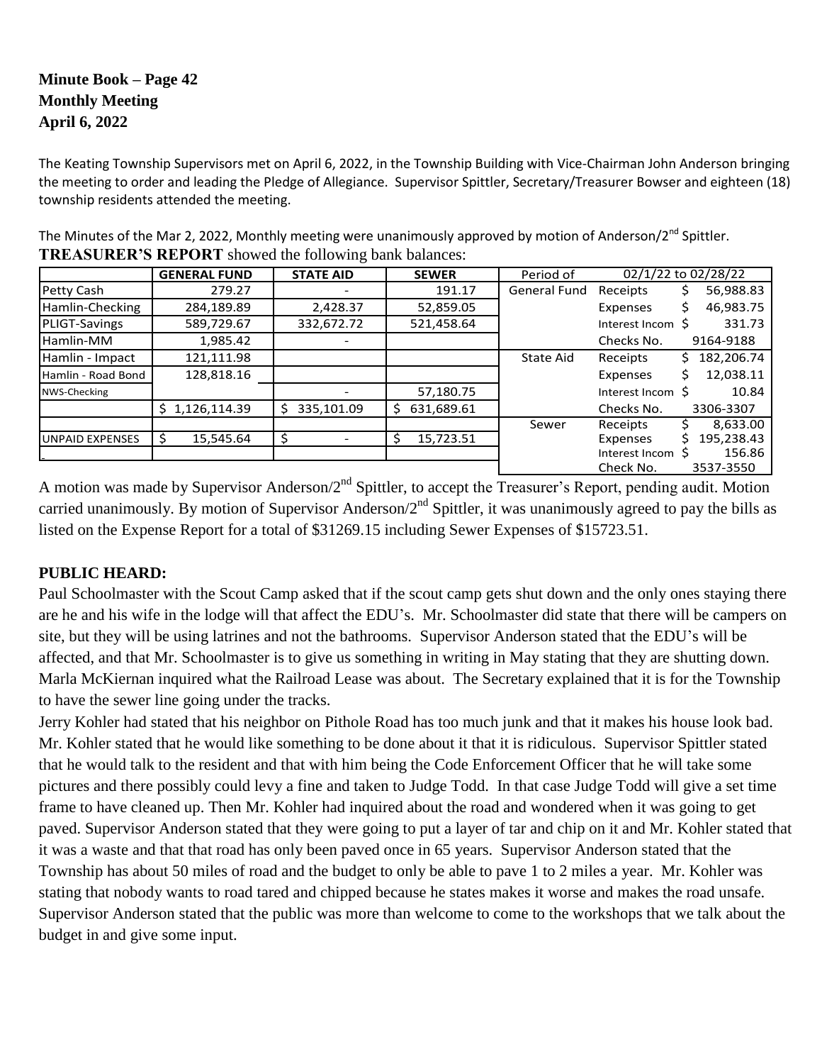**Minute Book – Page 42**
**Monthly Meeting**
**April 6, 2022**

The Keating Township Supervisors met on April 6, 2022, in the Township Building with Vice-Chairman John Anderson bringing the meeting to order and leading the Pledge of Allegiance. Supervisor Spittler, Secretary/Treasurer Bowser and eighteen (18) township residents attended the meeting.

The Minutes of the Mar 2, 2022, Monthly meeting were unanimously approved by motion of Anderson/2nd Spittler.

**TREASURER'S REPORT** showed the following bank balances:

| | GENERAL FUND | STATE AID | SEWER | Period of | 02/1/22 to 02/28/22 | |
|---|---|---|---|---|---|---|
| Petty Cash | 279.27 | - | 191.17 | General Fund | Receipts | $ 56,988.83 |
| Hamlin-Checking | 284,189.89 | 2,428.37 | 52,859.05 | | Expenses | $ 46,983.75 |
| PLIGT-Savings | 589,729.67 | 332,672.72 | 521,458.64 | | Interest Incom | $ 331.73 |
| Hamlin-MM | 1,985.42 | - | | | Checks No. | 9164-9188 |
| Hamlin - Impact | 121,111.98 | | | State Aid | Receipts | $ 182,206.74 |
| Hamlin - Road Bond | 128,818.16 | | | | Expenses | $ 12,038.11 |
| NWS-Checking | | - | 57,180.75 | | Interest Incom | $ 10.84 |
| | $ 1,126,114.39 | $ 335,101.09 | $ 631,689.61 | | Checks No. | 3306-3307 |
| | | | | Sewer | Receipts | $ 8,633.00 |
| UNPAID EXPENSES | $ 15,545.64 | $ - | $ 15,723.51 | | Expenses | $ 195,238.43 |
| | | | | | Interest Incom | $ 156.86 |
| | | | | | Check No. | 3537-3550 |

A motion was made by Supervisor Anderson/2nd Spittler, to accept the Treasurer's Report, pending audit. Motion carried unanimously. By motion of Supervisor Anderson/2nd Spittler, it was unanimously agreed to pay the bills as listed on the Expense Report for a total of $31269.15 including Sewer Expenses of $15723.51.

**PUBLIC HEARD:**

Paul Schoolmaster with the Scout Camp asked that if the scout camp gets shut down and the only ones staying there are he and his wife in the lodge will that affect the EDU's. Mr. Schoolmaster did state that there will be campers on site, but they will be using latrines and not the bathrooms. Supervisor Anderson stated that the EDU's will be affected, and that Mr. Schoolmaster is to give us something in writing in May stating that they are shutting down. Marla McKiernan inquired what the Railroad Lease was about. The Secretary explained that it is for the Township to have the sewer line going under the tracks.

Jerry Kohler had stated that his neighbor on Pithole Road has too much junk and that it makes his house look bad. Mr. Kohler stated that he would like something to be done about it that it is ridiculous. Supervisor Spittler stated that he would talk to the resident and that with him being the Code Enforcement Officer that he will take some pictures and there possibly could levy a fine and taken to Judge Todd. In that case Judge Todd will give a set time frame to have cleaned up. Then Mr. Kohler had inquired about the road and wondered when it was going to get paved. Supervisor Anderson stated that they were going to put a layer of tar and chip on it and Mr. Kohler stated that it was a waste and that that road has only been paved once in 65 years. Supervisor Anderson stated that the Township has about 50 miles of road and the budget to only be able to pave 1 to 2 miles a year. Mr. Kohler was stating that nobody wants to road tared and chipped because he states makes it worse and makes the road unsafe. Supervisor Anderson stated that the public was more than welcome to come to the workshops that we talk about the budget in and give some input.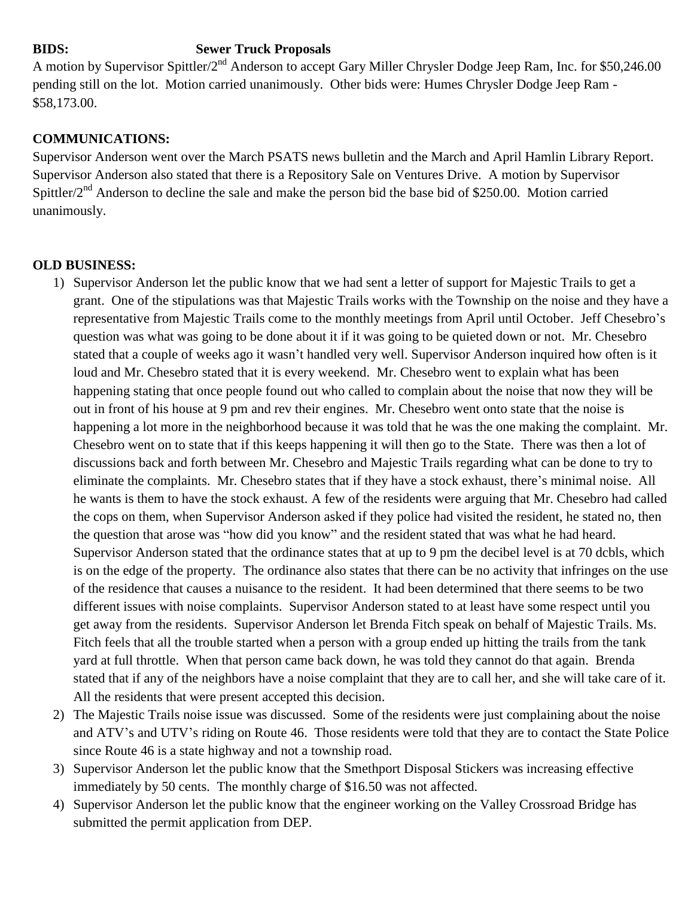**BIDS:** **Sewer Truck Proposals**

A motion by Supervisor Spittler/2nd Anderson to accept Gary Miller Chrysler Dodge Jeep Ram, Inc. for $50,246.00 pending still on the lot. Motion carried unanimously. Other bids were: Humes Chrysler Dodge Jeep Ram - $58,173.00.

**COMMUNICATIONS:**

Supervisor Anderson went over the March PSATS news bulletin and the March and April Hamlin Library Report. Supervisor Anderson also stated that there is a Repository Sale on Ventures Drive. A motion by Supervisor Spittler/2nd Anderson to decline the sale and make the person bid the base bid of $250.00. Motion carried unanimously.

**OLD BUSINESS:**

1) Supervisor Anderson let the public know that we had sent a letter of support for Majestic Trails to get a grant. One of the stipulations was that Majestic Trails works with the Township on the noise and they have a representative from Majestic Trails come to the monthly meetings from April until October. Jeff Chesebro's question was what was going to be done about it if it was going to be quieted down or not. Mr. Chesebro stated that a couple of weeks ago it wasn't handled very well. Supervisor Anderson inquired how often is it loud and Mr. Chesebro stated that it is every weekend. Mr. Chesebro went to explain what has been happening stating that once people found out who called to complain about the noise that now they will be out in front of his house at 9 pm and rev their engines. Mr. Chesebro went onto state that the noise is happening a lot more in the neighborhood because it was told that he was the one making the complaint. Mr. Chesebro went on to state that if this keeps happening it will then go to the State. There was then a lot of discussions back and forth between Mr. Chesebro and Majestic Trails regarding what can be done to try to eliminate the complaints. Mr. Chesebro states that if they have a stock exhaust, there's minimal noise. All he wants is them to have the stock exhaust. A few of the residents were arguing that Mr. Chesebro had called the cops on them, when Supervisor Anderson asked if they police had visited the resident, he stated no, then the question that arose was "how did you know" and the resident stated that was what he had heard. Supervisor Anderson stated that the ordinance states that at up to 9 pm the decibel level is at 70 dcbls, which is on the edge of the property. The ordinance also states that there can be no activity that infringes on the use of the residence that causes a nuisance to the resident. It had been determined that there seems to be two different issues with noise complaints. Supervisor Anderson stated to at least have some respect until you get away from the residents. Supervisor Anderson let Brenda Fitch speak on behalf of Majestic Trails. Ms. Fitch feels that all the trouble started when a person with a group ended up hitting the trails from the tank yard at full throttle. When that person came back down, he was told they cannot do that again. Brenda stated that if any of the neighbors have a noise complaint that they are to call her, and she will take care of it. All the residents that were present accepted this decision.
2) The Majestic Trails noise issue was discussed. Some of the residents were just complaining about the noise and ATV's and UTV's riding on Route 46. Those residents were told that they are to contact the State Police since Route 46 is a state highway and not a township road.
3) Supervisor Anderson let the public know that the Smethport Disposal Stickers was increasing effective immediately by 50 cents. The monthly charge of $16.50 was not affected.
4) Supervisor Anderson let the public know that the engineer working on the Valley Crossroad Bridge has submitted the permit application from DEP.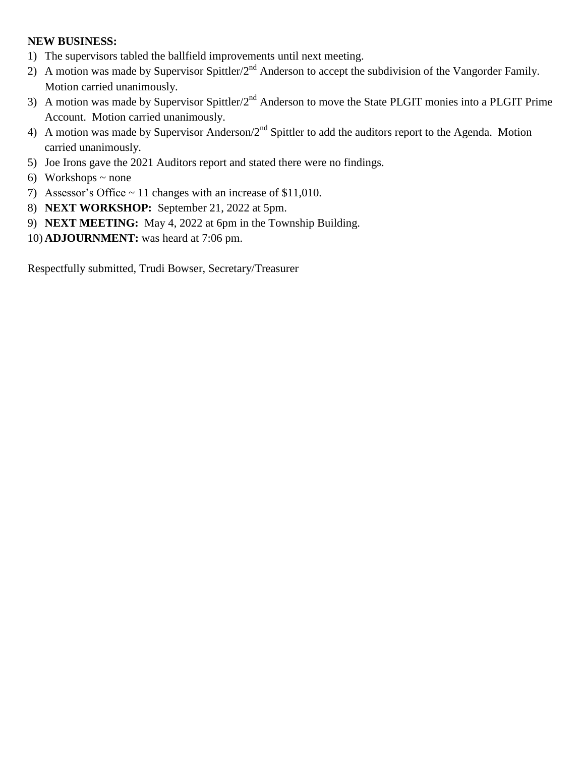**NEW BUSINESS:**

1) The supervisors tabled the ballfield improvements until next meeting.
2) A motion was made by Supervisor Spittler/2nd Anderson to accept the subdivision of the Vangorder Family. Motion carried unanimously.
3) A motion was made by Supervisor Spittler/2nd Anderson to move the State PLGIT monies into a PLGIT Prime Account. Motion carried unanimously.
4) A motion was made by Supervisor Anderson/2nd Spittler to add the auditors report to the Agenda. Motion carried unanimously.
5) Joe Irons gave the 2021 Auditors report and stated there were no findings.
6) Workshops ~ none
7) Assessor's Office ~ 11 changes with an increase of $11,010.
8) **NEXT WORKSHOP:** September 21, 2022 at 5pm.
9) **NEXT MEETING:** May 4, 2022 at 6pm in the Township Building.
10) **ADJOURNMENT:** was heard at 7:06 pm.

Respectfully submitted, Trudi Bowser, Secretary/Treasurer